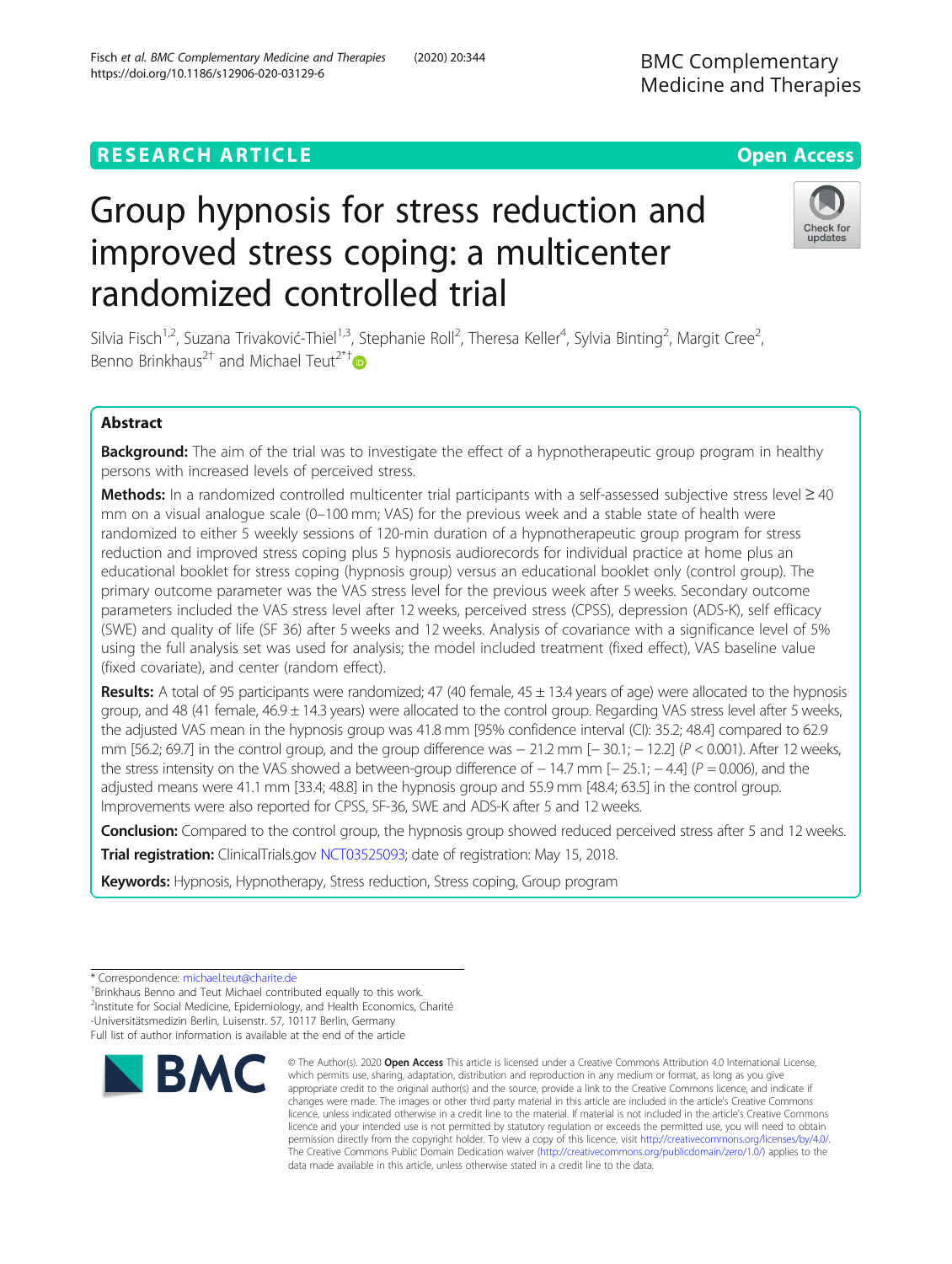RESEARCH ARTICLE

Open Access

# Group hypnosis for stress reduction and improved stress coping: a multicenter randomized controlled trial

Silvia Fisch[1,2], Suzana Trivaković-Thiel[1,3], Stephanie Roll[2], Theresa Keller[4], Sylvia Binting[2], Margit Cree[2], Benno Brinkhaus[2†] and Michael Teut[2*†]

## Abstract

**Background:** The aim of the trial was to investigate the effect of a hypnotherapeutic group program in healthy persons with increased levels of perceived stress.

**Methods:** In a randomized controlled multicenter trial participants with a self-assessed subjective stress level ≥ 40 mm on a visual analogue scale (0–100 mm; VAS) for the previous week and a stable state of health were randomized to either 5 weekly sessions of 120-min duration of a hypnotherapeutic group program for stress reduction and improved stress coping plus 5 hypnosis audiorecords for individual practice at home plus an educational booklet for stress coping (hypnosis group) versus an educational booklet only (control group). The primary outcome parameter was the VAS stress level for the previous week after 5 weeks. Secondary outcome parameters included the VAS stress level after 12 weeks, perceived stress (CPSS), depression (ADS-K), self efficacy (SWE) and quality of life (SF 36) after 5 weeks and 12 weeks. Analysis of covariance with a significance level of 5% using the full analysis set was used for analysis; the model included treatment (fixed effect), VAS baseline value (fixed covariate), and center (random effect).

**Results:** A total of 95 participants were randomized; 47 (40 female, 45 ± 13.4 years of age) were allocated to the hypnosis group, and 48 (41 female, 46.9 ± 14.3 years) were allocated to the control group. Regarding VAS stress level after 5 weeks, the adjusted VAS mean in the hypnosis group was 41.8 mm [95% confidence interval (CI): 35.2; 48.4] compared to 62.9 mm [56.2; 69.7] in the control group, and the group difference was − 21.2 mm [− 30.1; − 12.2] ($P < 0.001$). After 12 weeks, the stress intensity on the VAS showed a between-group difference of − 14.7 mm [− 25.1; − 4.4] ($P = 0.006$), and the adjusted means were 41.1 mm [33.4; 48.8] in the hypnosis group and 55.9 mm [48.4; 63.5] in the control group. Improvements were also reported for CPSS, SF-36, SWE and ADS-K after 5 and 12 weeks.

**Conclusion:** Compared to the control group, the hypnosis group showed reduced perceived stress after 5 and 12 weeks.

**Trial registration:** ClinicalTrials.gov NCT03525093; date of registration: May 15, 2018.

**Keywords:** Hypnosis, Hypnotherapy, Stress reduction, Stress coping, Group program

---

* Correspondence: michael.teut@charite.de

†Brinkhaus Benno and Teut Michael contributed equally to this work.

[2]Institute for Social Medicine, Epidemiology, and Health Economics, Charité -Universitätsmedizin Berlin, Luisenstr. 57, 10117 Berlin, Germany

Full list of author information is available at the end of the article

© The Author(s). 2020 **Open Access** This article is licensed under a Creative Commons Attribution 4.0 International License, which permits use, sharing, adaptation, distribution and reproduction in any medium or format, as long as you give appropriate credit to the original author(s) and the source, provide a link to the Creative Commons licence, and indicate if changes were made. The images or other third party material in this article are included in the article's Creative Commons licence, unless indicated otherwise in a credit line to the material. If material is not included in the article's Creative Commons licence and your intended use is not permitted by statutory regulation or exceeds the permitted use, you will need to obtain permission directly from the copyright holder. To view a copy of this licence, visit http://creativecommons.org/licenses/by/4.0/. The Creative Commons Public Domain Dedication waiver (http://creativecommons.org/publicdomain/zero/1.0/) applies to the data made available in this article, unless otherwise stated in a credit line to the data.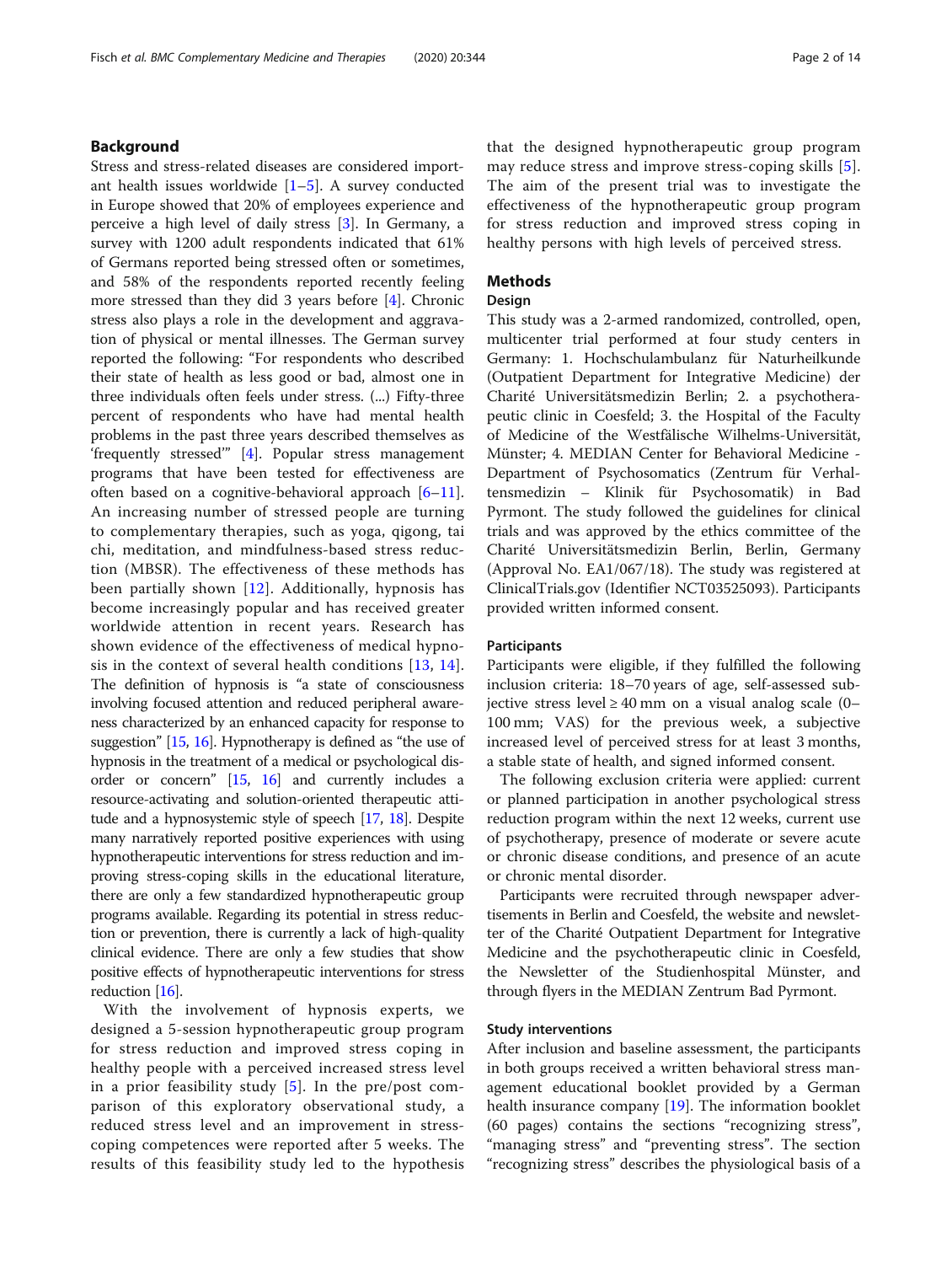## Background

Stress and stress-related diseases are considered important health issues worldwide [1–5]. A survey conducted in Europe showed that 20% of employees experience and perceive a high level of daily stress [3]. In Germany, a survey with 1200 adult respondents indicated that 61% of Germans reported being stressed often or sometimes, and 58% of the respondents reported recently feeling more stressed than they did 3 years before [4]. Chronic stress also plays a role in the development and aggravation of physical or mental illnesses. The German survey reported the following: "For respondents who described their state of health as less good or bad, almost one in three individuals often feels under stress. (...) Fifty-three percent of respondents who have had mental health problems in the past three years described themselves as 'frequently stressed'" [4]. Popular stress management programs that have been tested for effectiveness are often based on a cognitive-behavioral approach [6–11]. An increasing number of stressed people are turning to complementary therapies, such as yoga, qigong, tai chi, meditation, and mindfulness-based stress reduction (MBSR). The effectiveness of these methods has been partially shown [12]. Additionally, hypnosis has become increasingly popular and has received greater worldwide attention in recent years. Research has shown evidence of the effectiveness of medical hypnosis in the context of several health conditions [13, 14]. The definition of hypnosis is "a state of consciousness involving focused attention and reduced peripheral awareness characterized by an enhanced capacity for response to suggestion" [15, 16]. Hypnotherapy is defined as "the use of hypnosis in the treatment of a medical or psychological disorder or concern" [15, 16] and currently includes a resource-activating and solution-oriented therapeutic attitude and a hypnosystemic style of speech [17, 18]. Despite many narratively reported positive experiences with using hypnotherapeutic interventions for stress reduction and improving stress-coping skills in the educational literature, there are only a few standardized hypnotherapeutic group programs available. Regarding its potential in stress reduction or prevention, there is currently a lack of high-quality clinical evidence. There are only a few studies that show positive effects of hypnotherapeutic interventions for stress reduction [16].

With the involvement of hypnosis experts, we designed a 5-session hypnotherapeutic group program for stress reduction and improved stress coping in healthy people with a perceived increased stress level in a prior feasibility study [5]. In the pre/post comparison of this exploratory observational study, a reduced stress level and an improvement in stress-coping competences were reported after 5 weeks. The results of this feasibility study led to the hypothesis that the designed hypnotherapeutic group program may reduce stress and improve stress-coping skills [5]. The aim of the present trial was to investigate the effectiveness of the hypnotherapeutic group program for stress reduction and improved stress coping in healthy persons with high levels of perceived stress.

## Methods

### Design

This study was a 2-armed randomized, controlled, open, multicenter trial performed at four study centers in Germany: 1. Hochschulambulanz für Naturheilkunde (Outpatient Department for Integrative Medicine) der Charité Universitätsmedizin Berlin; 2. a psychotherapeutic clinic in Coesfeld; 3. the Hospital of the Faculty of Medicine of the Westfälische Wilhelms-Universität, Münster; 4. MEDIAN Center for Behavioral Medicine - Department of Psychosomatics (Zentrum für Verhaltensmedizin – Klinik für Psychosomatik) in Bad Pyrmont. The study followed the guidelines for clinical trials and was approved by the ethics committee of the Charité Universitätsmedizin Berlin, Berlin, Germany (Approval No. EA1/067/18). The study was registered at ClinicalTrials.gov (Identifier NCT03525093). Participants provided written informed consent.

### Participants

Participants were eligible, if they fulfilled the following inclusion criteria: 18–70 years of age, self-assessed subjective stress level ≥ 40 mm on a visual analog scale (0–100 mm; VAS) for the previous week, a subjective increased level of perceived stress for at least 3 months, a stable state of health, and signed informed consent.

The following exclusion criteria were applied: current or planned participation in another psychological stress reduction program within the next 12 weeks, current use of psychotherapy, presence of moderate or severe acute or chronic disease conditions, and presence of an acute or chronic mental disorder.

Participants were recruited through newspaper advertisements in Berlin and Coesfeld, the website and newsletter of the Charité Outpatient Department for Integrative Medicine and the psychotherapeutic clinic in Coesfeld, the Newsletter of the Studienhospital Münster, and through flyers in the MEDIAN Zentrum Bad Pyrmont.

### Study interventions

After inclusion and baseline assessment, the participants in both groups received a written behavioral stress management educational booklet provided by a German health insurance company [19]. The information booklet (60 pages) contains the sections "recognizing stress", "managing stress" and "preventing stress". The section "recognizing stress" describes the physiological basis of a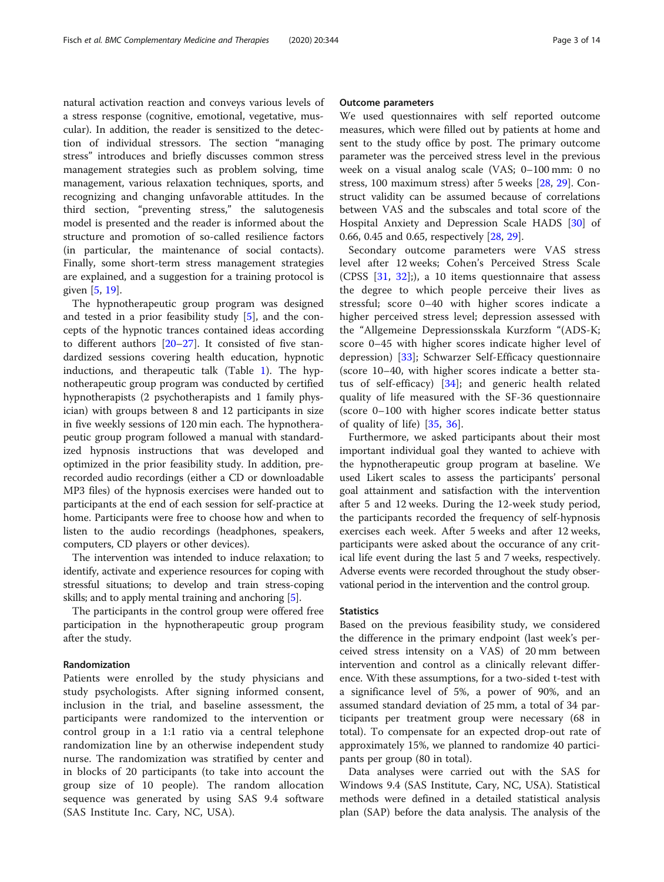natural activation reaction and conveys various levels of a stress response (cognitive, emotional, vegetative, muscular). In addition, the reader is sensitized to the detection of individual stressors. The section "managing stress" introduces and briefly discusses common stress management strategies such as problem solving, time management, various relaxation techniques, sports, and recognizing and changing unfavorable attitudes. In the third section, "preventing stress," the salutogenesis model is presented and the reader is informed about the structure and promotion of so-called resilience factors (in particular, the maintenance of social contacts). Finally, some short-term stress management strategies are explained, and a suggestion for a training protocol is given [5, 19].

The hypnotherapeutic group program was designed and tested in a prior feasibility study [5], and the concepts of the hypnotic trances contained ideas according to different authors [20–27]. It consisted of five standardized sessions covering health education, hypnotic inductions, and therapeutic talk (Table 1). The hypnotherapeutic group program was conducted by certified hypnotherapists (2 psychotherapists and 1 family physician) with groups between 8 and 12 participants in size in five weekly sessions of 120 min each. The hypnotherapeutic group program followed a manual with standardized hypnosis instructions that was developed and optimized in the prior feasibility study. In addition, prerecorded audio recordings (either a CD or downloadable MP3 files) of the hypnosis exercises were handed out to participants at the end of each session for self-practice at home. Participants were free to choose how and when to listen to the audio recordings (headphones, speakers, computers, CD players or other devices).

The intervention was intended to induce relaxation; to identify, activate and experience resources for coping with stressful situations; to develop and train stress-coping skills; and to apply mental training and anchoring [5].

The participants in the control group were offered free participation in the hypnotherapeutic group program after the study.

## Randomization

Patients were enrolled by the study physicians and study psychologists. After signing informed consent, inclusion in the trial, and baseline assessment, the participants were randomized to the intervention or control group in a 1:1 ratio via a central telephone randomization line by an otherwise independent study nurse. The randomization was stratified by center and in blocks of 20 participants (to take into account the group size of 10 people). The random allocation sequence was generated by using SAS 9.4 software (SAS Institute Inc. Cary, NC, USA).

## Outcome parameters

We used questionnaires with self reported outcome measures, which were filled out by patients at home and sent to the study office by post. The primary outcome parameter was the perceived stress level in the previous week on a visual analog scale (VAS; 0–100 mm: 0 no stress, 100 maximum stress) after 5 weeks [28, 29]. Construct validity can be assumed because of correlations between VAS and the subscales and total score of the Hospital Anxiety and Depression Scale HADS [30] of 0.66, 0.45 and 0.65, respectively [28, 29].

Secondary outcome parameters were VAS stress level after 12 weeks; Cohen's Perceived Stress Scale (CPSS [31, 32];), a 10 items questionnaire that assess the degree to which people perceive their lives as stressful; score 0–40 with higher scores indicate a higher perceived stress level; depression assessed with the "Allgemeine Depressionsskala Kurzform "(ADS-K; score 0–45 with higher scores indicate higher level of depression) [33]; Schwarzer Self-Efficacy questionnaire (score 10–40, with higher scores indicate a better status of self-efficacy) [34]; and generic health related quality of life measured with the SF-36 questionnaire (score 0–100 with higher scores indicate better status of quality of life) [35, 36].

Furthermore, we asked participants about their most important individual goal they wanted to achieve with the hypnotherapeutic group program at baseline. We used Likert scales to assess the participants' personal goal attainment and satisfaction with the intervention after 5 and 12 weeks. During the 12-week study period, the participants recorded the frequency of self-hypnosis exercises each week. After 5 weeks and after 12 weeks, participants were asked about the occurance of any critical life event during the last 5 and 7 weeks, respectively. Adverse events were recorded throughout the study observational period in the intervention and the control group.

## Statistics

Based on the previous feasibility study, we considered the difference in the primary endpoint (last week's perceived stress intensity on a VAS) of 20 mm between intervention and control as a clinically relevant difference. With these assumptions, for a two-sided t-test with a significance level of 5%, a power of 90%, and an assumed standard deviation of 25 mm, a total of 34 participants per treatment group were necessary (68 in total). To compensate for an expected drop-out rate of approximately 15%, we planned to randomize 40 participants per group (80 in total).

Data analyses were carried out with the SAS for Windows 9.4 (SAS Institute, Cary, NC, USA). Statistical methods were defined in a detailed statistical analysis plan (SAP) before the data analysis. The analysis of the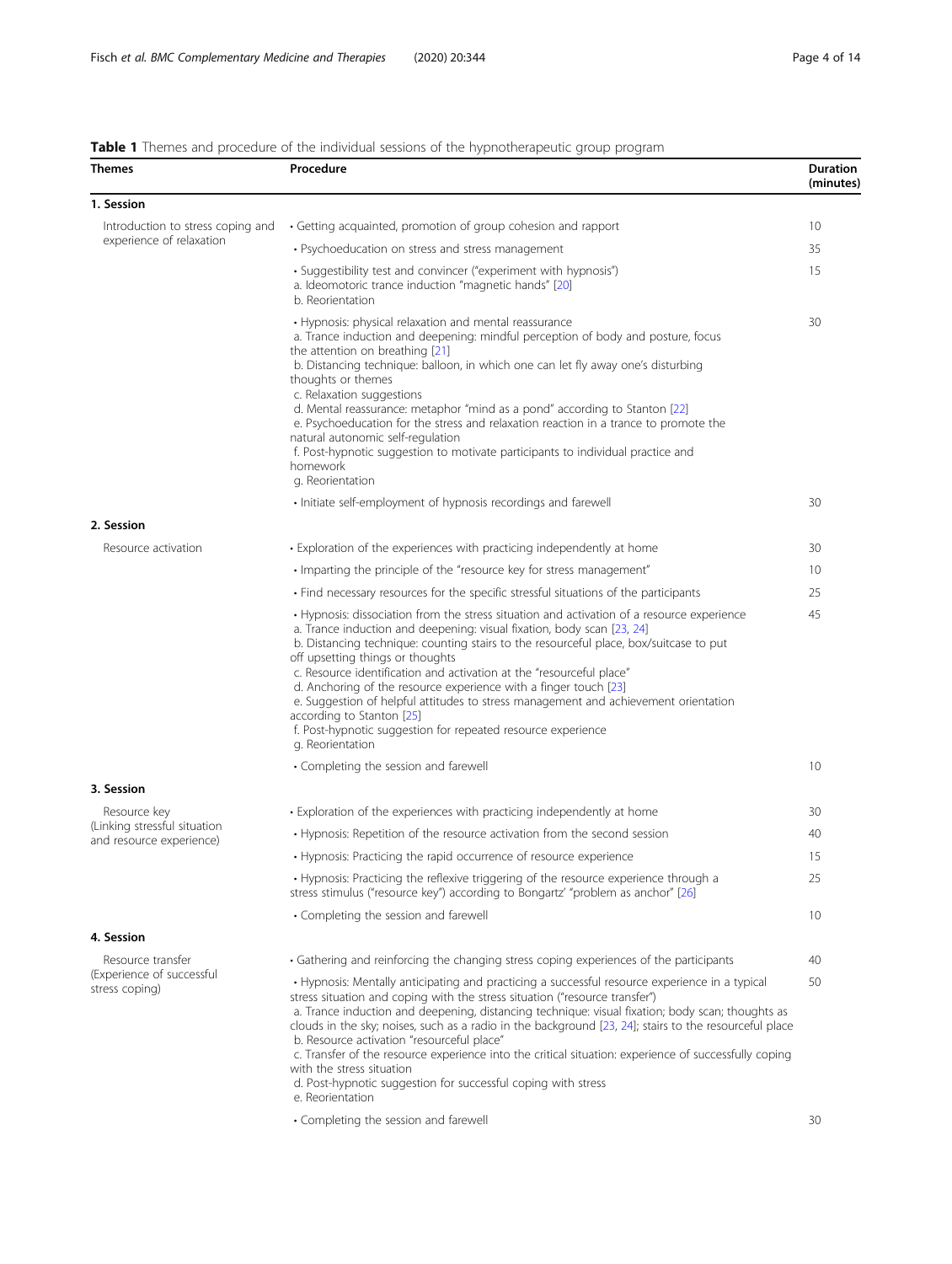**Table 1** Themes and procedure of the individual sessions of the hypnotherapeutic group program

| Themes | Procedure | Duration (minutes) |
|---|---|---|
| **1. Session** | | |
| Introduction to stress coping and experience of relaxation | • Getting acquainted, promotion of group cohesion and rapport | 10 |
| | • Psychoeducation on stress and stress management | 35 |
| | • Suggestibility test and convincer ("experiment with hypnosis")<br>a. Ideomotoric trance induction "magnetic hands" [20]<br>b. Reorientation | 15 |
| | • Hypnosis: physical relaxation and mental reassurance<br>a. Trance induction and deepening: mindful perception of body and posture, focus the attention on breathing [21]<br>b. Distancing technique: balloon, in which one can let fly away one's disturbing thoughts or themes<br>c. Relaxation suggestions<br>d. Mental reassurance: metaphor "mind as a pond" according to Stanton [22]<br>e. Psychoeducation for the stress and relaxation reaction in a trance to promote the natural autonomic self-regulation<br>f. Post-hypnotic suggestion to motivate participants to individual practice and homework<br>g. Reorientation | 30 |
| | • Initiate self-employment of hypnosis recordings and farewell | 30 |
| **2. Session** | | |
| Resource activation | • Exploration of the experiences with practicing independently at home | 30 |
| | • Imparting the principle of the "resource key for stress management" | 10 |
| | • Find necessary resources for the specific stressful situations of the participants | 25 |
| | • Hypnosis: dissociation from the stress situation and activation of a resource experience<br>a. Trance induction and deepening: visual fixation, body scan [23, 24]<br>b. Distancing technique: counting stairs to the resourceful place, box/suitcase to put off upsetting things or thoughts<br>c. Resource identification and activation at the "resourceful place"<br>d. Anchoring of the resource experience with a finger touch [23]<br>e. Suggestion of helpful attitudes to stress management and achievement orientation according to Stanton [25]<br>f. Post-hypnotic suggestion for repeated resource experience<br>g. Reorientation | 45 |
| | • Completing the session and farewell | 10 |
| **3. Session** | | |
| Resource key (Linking stressful situation and resource experience) | • Exploration of the experiences with practicing independently at home | 30 |
| | • Hypnosis: Repetition of the resource activation from the second session | 40 |
| | • Hypnosis: Practicing the rapid occurrence of resource experience | 15 |
| | • Hypnosis: Practicing the reflexive triggering of the resource experience through a stress stimulus ("resource key") according to Bongartz' "problem as anchor" [26] | 25 |
| | • Completing the session and farewell | 10 |
| **4. Session** | | |
| Resource transfer (Experience of successful stress coping) | • Gathering and reinforcing the changing stress coping experiences of the participants | 40 |
| | • Hypnosis: Mentally anticipating and practicing a successful resource experience in a typical stress situation and coping with the stress situation ("resource transfer")<br>a. Trance induction and deepening, distancing technique: visual fixation; body scan; thoughts as clouds in the sky; noises, such as a radio in the background [23, 24]; stairs to the resourceful place<br>b. Resource activation "resourceful place"<br>c. Transfer of the resource experience into the critical situation: experience of successfully coping with the stress situation<br>d. Post-hypnotic suggestion for successful coping with stress<br>e. Reorientation | 50 |
| | • Completing the session and farewell | 30 |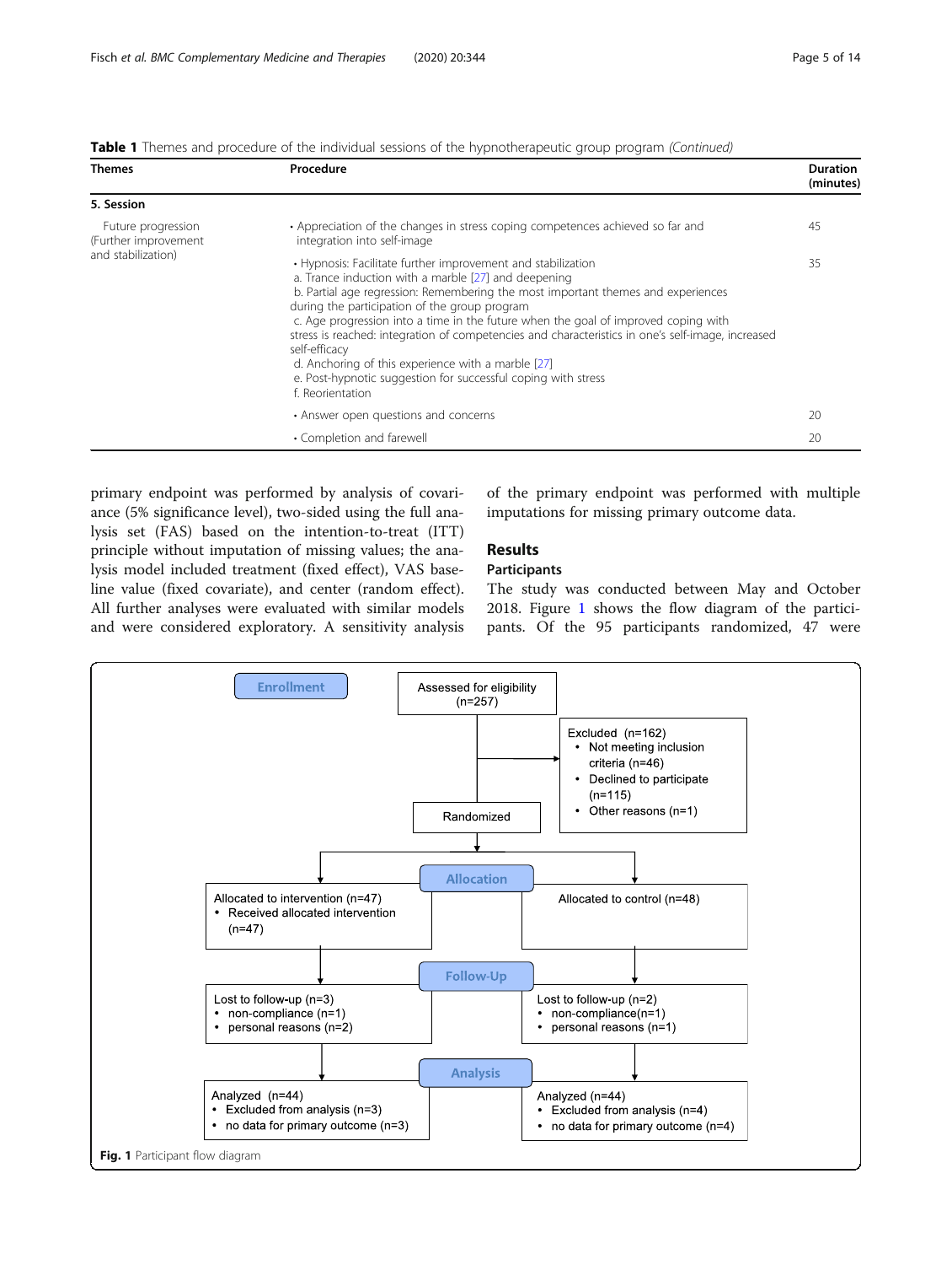**Table 1** Themes and procedure of the individual sessions of the hypnotherapeutic group program *(Continued)*

| Themes | Procedure | Duration (minutes) |
|---|---|---|
| **5. Session** | | |
| Future progression (Further improvement and stabilization) | • Appreciation of the changes in stress coping competences achieved so far and integration into self-image | 45 |
| | • Hypnosis: Facilitate further improvement and stabilization<br>a. Trance induction with a marble [27] and deepening<br>b. Partial age regression: Remembering the most important themes and experiences during the participation of the group program<br>c. Age progression into a time in the future when the goal of improved coping with stress is reached: integration of competencies and characteristics in one's self-image, increased self-efficacy<br>d. Anchoring of this experience with a marble [27]<br>e. Post-hypnotic suggestion for successful coping with stress<br>f. Reorientation | 35 |
| | • Answer open questions and concerns | 20 |
| | • Completion and farewell | 20 |

primary endpoint was performed by analysis of covariance (5% significance level), two-sided using the full analysis set (FAS) based on the intention-to-treat (ITT) principle without imputation of missing values; the analysis model included treatment (fixed effect), VAS baseline value (fixed covariate), and center (random effect). All further analyses were evaluated with similar models and were considered exploratory. A sensitivity analysis of the primary endpoint was performed with multiple imputations for missing primary outcome data.

## Results

### Participants

The study was conducted between May and October 2018. Figure 1 shows the flow diagram of the participants. Of the 95 participants randomized, 47 were

**Enrollment**

Assessed for eligibility (n=257)

Excluded (n=162)
- Not meeting inclusion criteria (n=46)
- Declined to participate (n=115)
- Other reasons (n=1)

Randomized

**Allocation**

Allocated to intervention (n=47)
- Received allocated intervention (n=47)

Allocated to control (n=48)

**Follow-Up**

Lost to follow-up (n=3)
- non-compliance (n=1)
- personal reasons (n=2)

Lost to follow-up (n=2)
- non-compliance(n=1)
- personal reasons (n=1)

**Analysis**

Analyzed (n=44)
- Excluded from analysis (n=3)
- no data for primary outcome (n=3)

Analyzed (n=44)
- Excluded from analysis (n=4)
- no data for primary outcome (n=4)

**Fig. 1** Participant flow diagram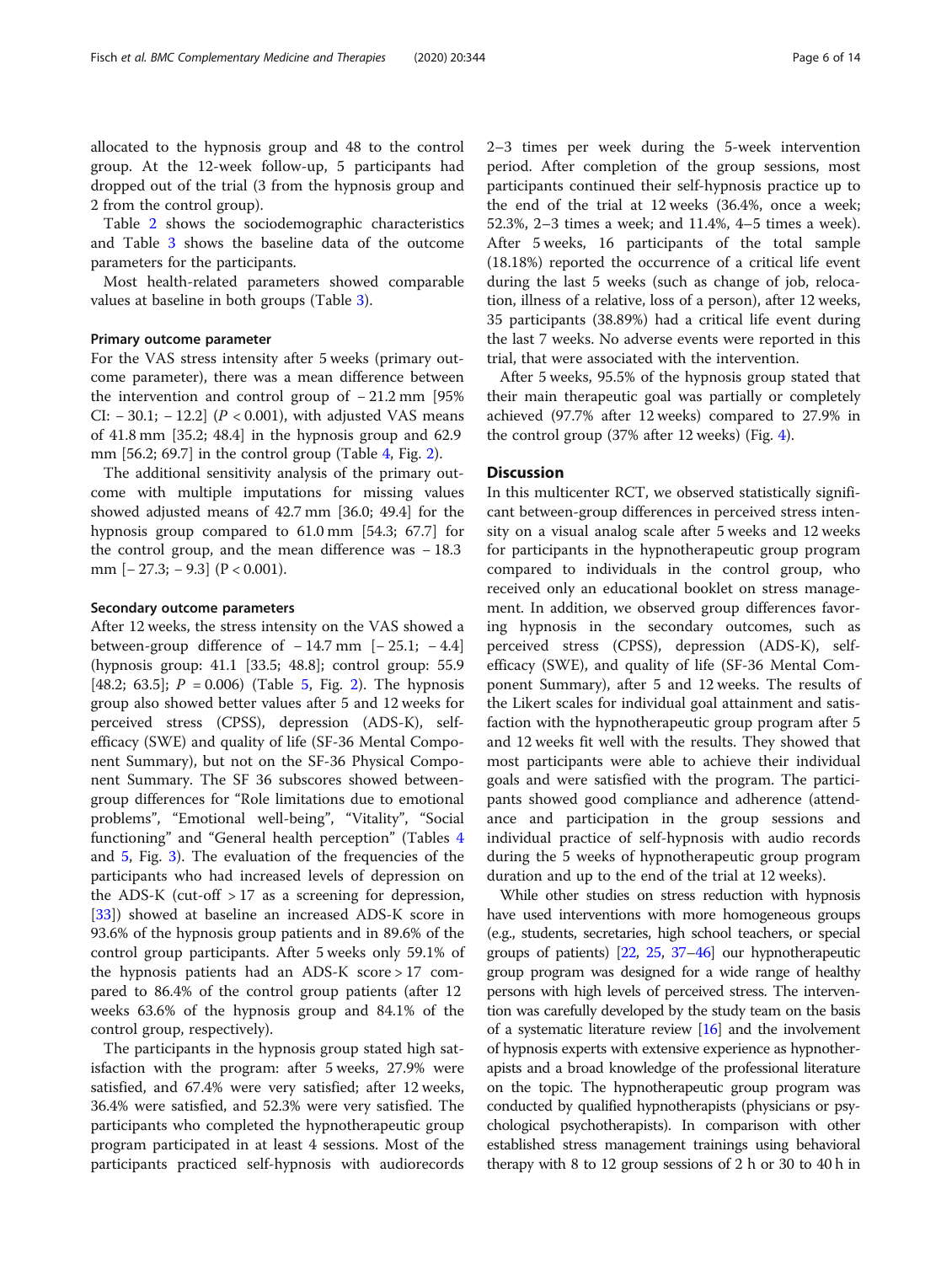allocated to the hypnosis group and 48 to the control group. At the 12-week follow-up, 5 participants had dropped out of the trial (3 from the hypnosis group and 2 from the control group).

Table 2 shows the sociodemographic characteristics and Table 3 shows the baseline data of the outcome parameters for the participants.

Most health-related parameters showed comparable values at baseline in both groups (Table 3).

### Primary outcome parameter

For the VAS stress intensity after 5 weeks (primary outcome parameter), there was a mean difference between the intervention and control group of − 21.2 mm [95% CI: − 30.1; − 12.2] ($P < 0.001$), with adjusted VAS means of 41.8 mm [35.2; 48.4] in the hypnosis group and 62.9 mm [56.2; 69.7] in the control group (Table 4, Fig. 2).

The additional sensitivity analysis of the primary outcome with multiple imputations for missing values showed adjusted means of 42.7 mm [36.0; 49.4] for the hypnosis group compared to 61.0 mm [54.3; 67.7] for the control group, and the mean difference was − 18.3 mm [− 27.3; − 9.3] ($P < 0.001$).

### Secondary outcome parameters

After 12 weeks, the stress intensity on the VAS showed a between-group difference of − 14.7 mm [− 25.1; − 4.4] (hypnosis group: 41.1 [33.5; 48.8]; control group: 55.9 [48.2; 63.5]; $P = 0.006$) (Table 5, Fig. 2). The hypnosis group also showed better values after 5 and 12 weeks for perceived stress (CPSS), depression (ADS-K), self-efficacy (SWE) and quality of life (SF-36 Mental Component Summary), but not on the SF-36 Physical Component Summary. The SF 36 subscores showed between-group differences for "Role limitations due to emotional problems", "Emotional well-being", "Vitality", "Social functioning" and "General health perception" (Tables 4 and 5, Fig. 3). The evaluation of the frequencies of the participants who had increased levels of depression on the ADS-K (cut-off > 17 as a screening for depression, [33]) showed at baseline an increased ADS-K score in 93.6% of the hypnosis group patients and in 89.6% of the control group participants. After 5 weeks only 59.1% of the hypnosis patients had an ADS-K score > 17 compared to 86.4% of the control group patients (after 12 weeks 63.6% of the hypnosis group and 84.1% of the control group, respectively).

The participants in the hypnosis group stated high satisfaction with the program: after 5 weeks, 27.9% were satisfied, and 67.4% were very satisfied; after 12 weeks, 36.4% were satisfied, and 52.3% were very satisfied. The participants who completed the hypnotherapeutic group program participated in at least 4 sessions. Most of the participants practiced self-hypnosis with audiorecords 2–3 times per week during the 5-week intervention period. After completion of the group sessions, most participants continued their self-hypnosis practice up to the end of the trial at 12 weeks (36.4%, once a week; 52.3%, 2–3 times a week; and 11.4%, 4–5 times a week). After 5 weeks, 16 participants of the total sample (18.18%) reported the occurrence of a critical life event during the last 5 weeks (such as change of job, relocation, illness of a relative, loss of a person), after 12 weeks, 35 participants (38.89%) had a critical life event during the last 7 weeks. No adverse events were reported in this trial, that were associated with the intervention.

After 5 weeks, 95.5% of the hypnosis group stated that their main therapeutic goal was partially or completely achieved (97.7% after 12 weeks) compared to 27.9% in the control group (37% after 12 weeks) (Fig. 4).

## Discussion

In this multicenter RCT, we observed statistically significant between-group differences in perceived stress intensity on a visual analog scale after 5 weeks and 12 weeks for participants in the hypnotherapeutic group program compared to individuals in the control group, who received only an educational booklet on stress management. In addition, we observed group differences favoring hypnosis in the secondary outcomes, such as perceived stress (CPSS), depression (ADS-K), self-efficacy (SWE), and quality of life (SF-36 Mental Component Summary), after 5 and 12 weeks. The results of the Likert scales for individual goal attainment and satisfaction with the hypnotherapeutic group program after 5 and 12 weeks fit well with the results. They showed that most participants were able to achieve their individual goals and were satisfied with the program. The participants showed good compliance and adherence (attendance and participation in the group sessions and individual practice of self-hypnosis with audio records during the 5 weeks of hypnotherapeutic group program duration and up to the end of the trial at 12 weeks).

While other studies on stress reduction with hypnosis have used interventions with more homogeneous groups (e.g., students, secretaries, high school teachers, or special groups of patients) [22, 25, 37–46] our hypnotherapeutic group program was designed for a wide range of healthy persons with high levels of perceived stress. The intervention was carefully developed by the study team on the basis of a systematic literature review [16] and the involvement of hypnosis experts with extensive experience as hypnotherapists and a broad knowledge of the professional literature on the topic. The hypnotherapeutic group program was conducted by qualified hypnotherapists (physicians or psychological psychotherapists). In comparison with other established stress management trainings using behavioral therapy with 8 to 12 group sessions of 2 h or 30 to 40 h in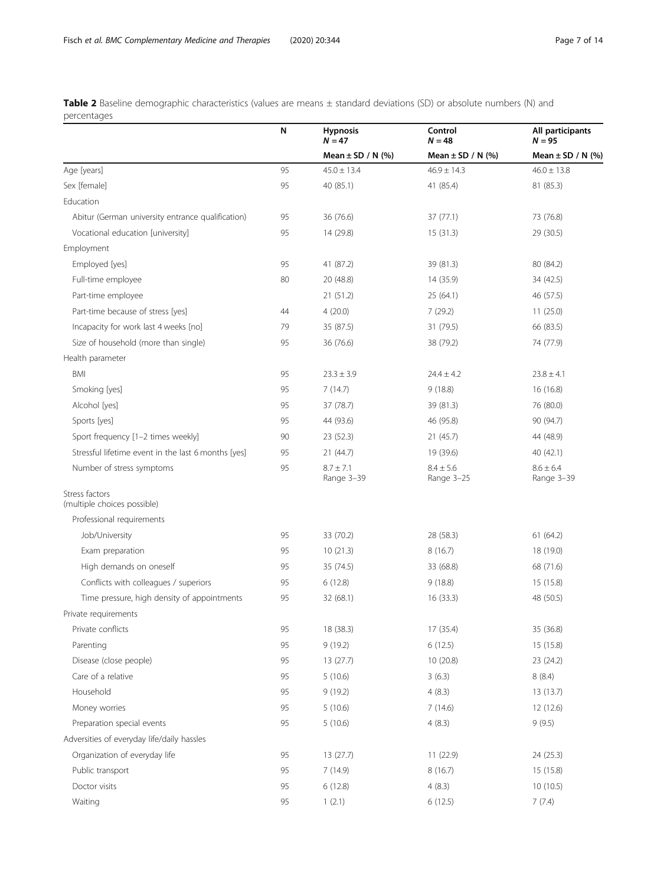**Table 2** Baseline demographic characteristics (values are means ± standard deviations (SD) or absolute numbers (N) and percentages

|  | N | Hypnosis $N = 47$ | Control $N = 48$ | All participants $N = 95$ |
|---|---|---|---|---|
|  |  | Mean ± SD / N (%) | Mean ± SD / N (%) | Mean ± SD / N (%) |
| Age [years] | 95 | 45.0 ± 13.4 | 46.9 ± 14.3 | 46.0 ± 13.8 |
| Sex [female] | 95 | 40 (85.1) | 41 (85.4) | 81 (85.3) |
| Education |  |  |  |  |
| Abitur (German university entrance qualification) | 95 | 36 (76.6) | 37 (77.1) | 73 (76.8) |
| Vocational education [university] | 95 | 14 (29.8) | 15 (31.3) | 29 (30.5) |
| Employment |  |  |  |  |
| Employed [yes] | 95 | 41 (87.2) | 39 (81.3) | 80 (84.2) |
| Full-time employee | 80 | 20 (48.8) | 14 (35.9) | 34 (42.5) |
| Part-time employee |  | 21 (51.2) | 25 (64.1) | 46 (57.5) |
| Part-time because of stress [yes] | 44 | 4 (20.0) | 7 (29.2) | 11 (25.0) |
| Incapacity for work last 4 weeks [no] | 79 | 35 (87.5) | 31 (79.5) | 66 (83.5) |
| Size of household (more than single) | 95 | 36 (76.6) | 38 (79.2) | 74 (77.9) |
| Health parameter |  |  |  |  |
| BMI | 95 | 23.3 ± 3.9 | 24.4 ± 4.2 | 23.8 ± 4.1 |
| Smoking [yes] | 95 | 7 (14.7) | 9 (18.8) | 16 (16.8) |
| Alcohol [yes] | 95 | 37 (78.7) | 39 (81.3) | 76 (80.0) |
| Sports [yes] | 95 | 44 (93.6) | 46 (95.8) | 90 (94.7) |
| Sport frequency [1–2 times weekly] | 90 | 23 (52.3) | 21 (45.7) | 44 (48.9) |
| Stressful lifetime event in the last 6 months [yes] | 95 | 21 (44.7) | 19 (39.6) | 40 (42.1) |
| Number of stress symptoms | 95 | 8.7 ± 7.1 Range 3–39 | 8.4 ± 5.6 Range 3–25 | 8.6 ± 6.4 Range 3–39 |
| Stress factors (multiple choices possible) |  |  |  |  |
| Professional requirements |  |  |  |  |
| Job/University | 95 | 33 (70.2) | 28 (58.3) | 61 (64.2) |
| Exam preparation | 95 | 10 (21.3) | 8 (16.7) | 18 (19.0) |
| High demands on oneself | 95 | 35 (74.5) | 33 (68.8) | 68 (71.6) |
| Conflicts with colleagues / superiors | 95 | 6 (12.8) | 9 (18.8) | 15 (15.8) |
| Time pressure, high density of appointments | 95 | 32 (68.1) | 16 (33.3) | 48 (50.5) |
| Private requirements |  |  |  |  |
| Private conflicts | 95 | 18 (38.3) | 17 (35.4) | 35 (36.8) |
| Parenting | 95 | 9 (19.2) | 6 (12.5) | 15 (15.8) |
| Disease (close people) | 95 | 13 (27.7) | 10 (20.8) | 23 (24.2) |
| Care of a relative | 95 | 5 (10.6) | 3 (6.3) | 8 (8.4) |
| Household | 95 | 9 (19.2) | 4 (8.3) | 13 (13.7) |
| Money worries | 95 | 5 (10.6) | 7 (14.6) | 12 (12.6) |
| Preparation special events | 95 | 5 (10.6) | 4 (8.3) | 9 (9.5) |
| Adversities of everyday life/daily hassles |  |  |  |  |
| Organization of everyday life | 95 | 13 (27.7) | 11 (22.9) | 24 (25.3) |
| Public transport | 95 | 7 (14.9) | 8 (16.7) | 15 (15.8) |
| Doctor visits | 95 | 6 (12.8) | 4 (8.3) | 10 (10.5) |
| Waiting | 95 | 1 (2.1) | 6 (12.5) | 7 (7.4) |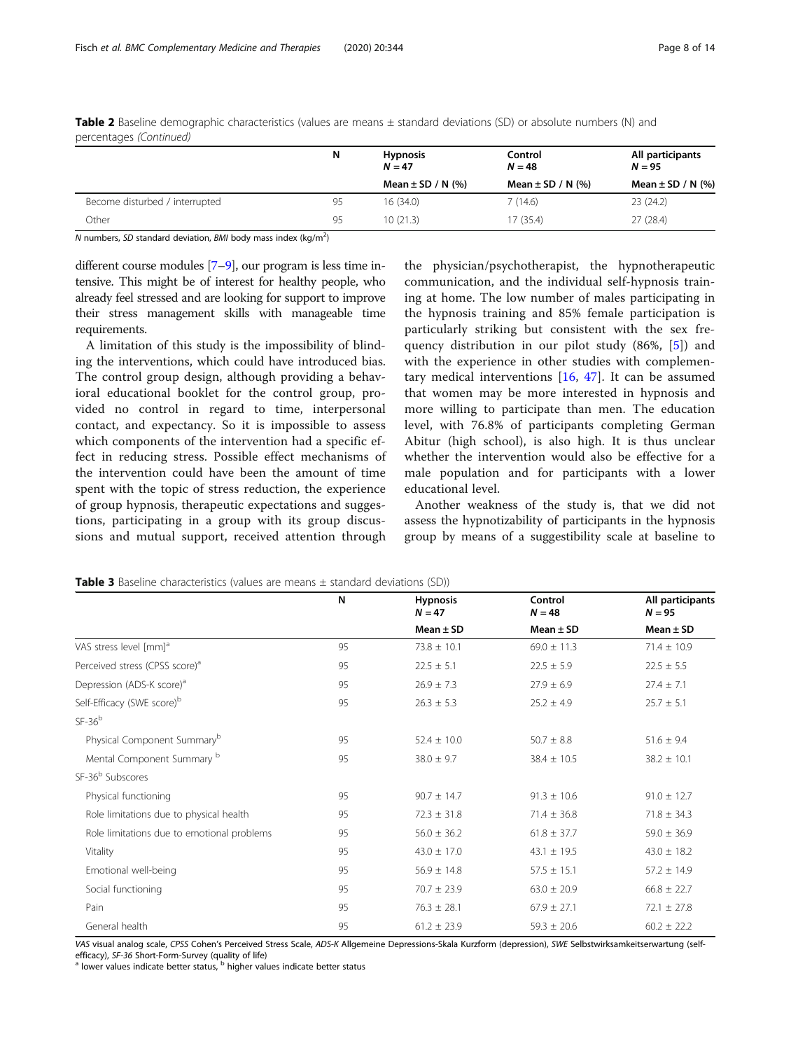**Table 2** Baseline demographic characteristics (values are means ± standard deviations (SD) or absolute numbers (N) and percentages *(Continued)*

| | N | Hypnosis $N = 47$ | Control $N = 48$ | All participants $N = 95$ |
|---|---|---|---|---|
| | | Mean ± SD / N (%) | Mean ± SD / N (%) | Mean ± SD / N (%) |
| Become disturbed / interrupted | 95 | 16 (34.0) | 7 (14.6) | 23 (24.2) |
| Other | 95 | 10 (21.3) | 17 (35.4) | 27 (28.4) |

*N* numbers, *SD* standard deviation, *BMI* body mass index (kg/m$^2$)

different course modules [7–9], our program is less time intensive. This might be of interest for healthy people, who already feel stressed and are looking for support to improve their stress management skills with manageable time requirements.

A limitation of this study is the impossibility of blinding the interventions, which could have introduced bias. The control group design, although providing a behavioral educational booklet for the control group, provided no control in regard to time, interpersonal contact, and expectancy. So it is impossible to assess which components of the intervention had a specific effect in reducing stress. Possible effect mechanisms of the intervention could have been the amount of time spent with the topic of stress reduction, the experience of group hypnosis, therapeutic expectations and suggestions, participating in a group with its group discussions and mutual support, received attention through the physician/psychotherapist, the hypnotherapeutic communication, and the individual self-hypnosis training at home. The low number of males participating in the hypnosis training and 85% female participation is particularly striking but consistent with the sex frequency distribution in our pilot study (86%, [5]) and with the experience in other studies with complementary medical interventions [16, 47]. It can be assumed that women may be more interested in hypnosis and more willing to participate than men. The education level, with 76.8% of participants completing German Abitur (high school), is also high. It is thus unclear whether the intervention would also be effective for a male population and for participants with a lower educational level.

Another weakness of the study is, that we did not assess the hypnotizability of participants in the hypnosis group by means of a suggestibility scale at baseline to

**Table 3** Baseline characteristics (values are means ± standard deviations (SD))

| | N | Hypnosis $N = 47$ | Control $N = 48$ | All participants $N = 95$ |
|---|---|---|---|---|
| | | Mean ± SD | Mean ± SD | Mean ± SD |
| VAS stress level [mm][a] | 95 | 73.8 ± 10.1 | 69.0 ± 11.3 | 71.4 ± 10.9 |
| Perceived stress (CPSS score)[a] | 95 | 22.5 ± 5.1 | 22.5 ± 5.9 | 22.5 ± 5.5 |
| Depression (ADS-K score)[a] | 95 | 26.9 ± 7.3 | 27.9 ± 6.9 | 27.4 ± 7.1 |
| Self-Efficacy (SWE score)[b] | 95 | 26.3 ± 5.3 | 25.2 ± 4.9 | 25.7 ± 5.1 |
| SF-36[b] | | | | |
| Physical Component Summary[b] | 95 | 52.4 ± 10.0 | 50.7 ± 8.8 | 51.6 ± 9.4 |
| Mental Component Summary [b] | 95 | 38.0 ± 9.7 | 38.4 ± 10.5 | 38.2 ± 10.1 |
| SF-36[b] Subscores | | | | |
| Physical functioning | 95 | 90.7 ± 14.7 | 91.3 ± 10.6 | 91.0 ± 12.7 |
| Role limitations due to physical health | 95 | 72.3 ± 31.8 | 71.4 ± 36.8 | 71.8 ± 34.3 |
| Role limitations due to emotional problems | 95 | 56.0 ± 36.2 | 61.8 ± 37.7 | 59.0 ± 36.9 |
| Vitality | 95 | 43.0 ± 17.0 | 43.1 ± 19.5 | 43.0 ± 18.2 |
| Emotional well-being | 95 | 56.9 ± 14.8 | 57.5 ± 15.1 | 57.2 ± 14.9 |
| Social functioning | 95 | 70.7 ± 23.9 | 63.0 ± 20.9 | 66.8 ± 22.7 |
| Pain | 95 | 76.3 ± 28.1 | 67.9 ± 27.1 | 72.1 ± 27.8 |
| General health | 95 | 61.2 ± 23.9 | 59.3 ± 20.6 | 60.2 ± 22.2 |

*VAS* visual analog scale, *CPSS* Cohen's Perceived Stress Scale, *ADS-K* Allgemeine Depressions-Skala Kurzform (depression), *SWE* Selbstwirksamkeitserwartung (self-efficacy), *SF-36* Short-Form-Survey (quality of life)
[a] lower values indicate better status, [b] higher values indicate better status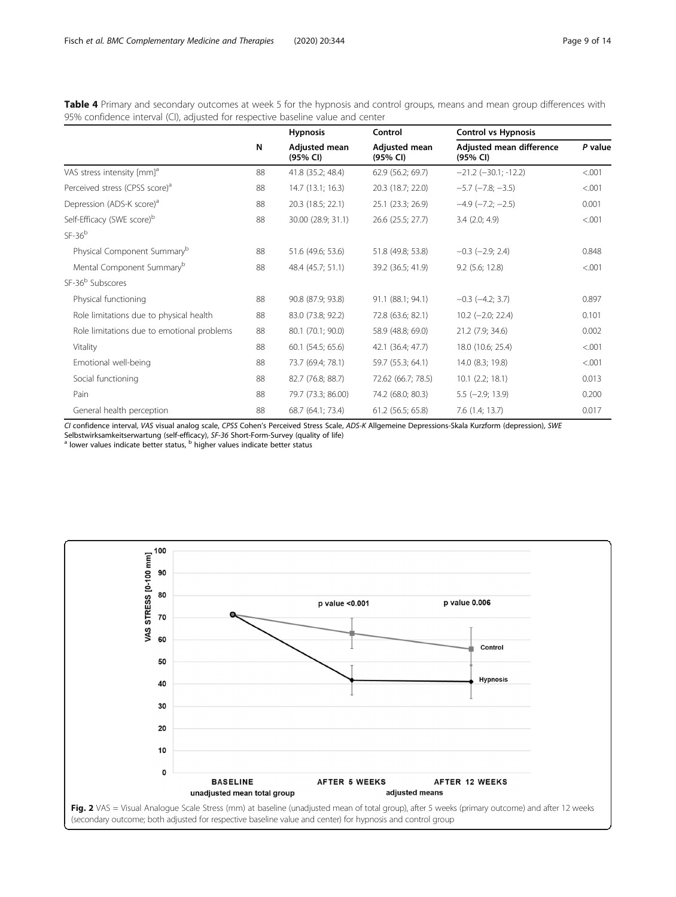**Table 4** Primary and secondary outcomes at week 5 for the hypnosis and control groups, means and mean group differences with 95% confidence interval (CI), adjusted for respective baseline value and center

| | N | Hypnosis | Control | Control vs Hypnosis | |
|---|---|---|---|---|---|
| | | Adjusted mean (95% CI) | Adjusted mean (95% CI) | Adjusted mean difference (95% CI) | *P* value |
| VAS stress intensity [mm][a] | 88 | 41.8 (35.2; 48.4) | 62.9 (56.2; 69.7) | −21.2 (−30.1; -12.2) | <.001 |
| Perceived stress (CPSS score)[a] | 88 | 14.7 (13.1; 16.3) | 20.3 (18.7; 22.0) | −5.7 (−7.8; −3.5) | <.001 |
| Depression (ADS-K score)[a] | 88 | 20.3 (18.5; 22.1) | 25.1 (23.3; 26.9) | −4.9 (−7.2; −2.5) | 0.001 |
| Self-Efficacy (SWE score)[b] | 88 | 30.00 (28.9; 31.1) | 26.6 (25.5; 27.7) | 3.4 (2.0; 4.9) | <.001 |
| SF-36[b] | | | | | |
| Physical Component Summary[b] | 88 | 51.6 (49.6; 53.6) | 51.8 (49.8; 53.8) | −0.3 (−2.9; 2.4) | 0.848 |
| Mental Component Summary[b] | 88 | 48.4 (45.7; 51.1) | 39.2 (36.5; 41.9) | 9.2 (5.6; 12.8) | <.001 |
| SF-36[b] Subscores | | | | | |
| Physical functioning | 88 | 90.8 (87.9; 93.8) | 91.1 (88.1; 94.1) | −0.3 (−4.2; 3.7) | 0.897 |
| Role limitations due to physical health | 88 | 83.0 (73.8; 92.2) | 72.8 (63.6; 82.1) | 10.2 (−2.0; 22.4) | 0.101 |
| Role limitations due to emotional problems | 88 | 80.1 (70.1; 90.0) | 58.9 (48.8; 69.0) | 21.2 (7.9; 34.6) | 0.002 |
| Vitality | 88 | 60.1 (54.5; 65.6) | 42.1 (36.4; 47.7) | 18.0 (10.6; 25.4) | <.001 |
| Emotional well-being | 88 | 73.7 (69.4; 78.1) | 59.7 (55.3; 64.1) | 14.0 (8.3; 19.8) | <.001 |
| Social functioning | 88 | 82.7 (76.8; 88.7) | 72.62 (66.7; 78.5) | 10.1 (2.2; 18.1) | 0.013 |
| Pain | 88 | 79.7 (73.3; 86.00) | 74.2 (68.0; 80.3) | 5.5 (−2.9; 13.9) | 0.200 |
| General health perception | 88 | 68.7 (64.1; 73.4) | 61.2 (56.5; 65.8) | 7.6 (1.4; 13.7) | 0.017 |

*CI* confidence interval, *VAS* visual analog scale, *CPSS* Cohen's Perceived Stress Scale, *ADS-K* Allgemeine Depressions-Skala Kurzform (depression), *SWE* Selbstwirksamkeitserwartung (self-efficacy), *SF-36* Short-Form-Survey (quality of life)
[a] lower values indicate better status, [b] higher values indicate better status

**Fig. 2** VAS = Visual Analogue Scale Stress (mm) at baseline (unadjusted mean of total group), after 5 weeks (primary outcome) and after 12 weeks (secondary outcome; both adjusted for respective baseline value and center) for hypnosis and control group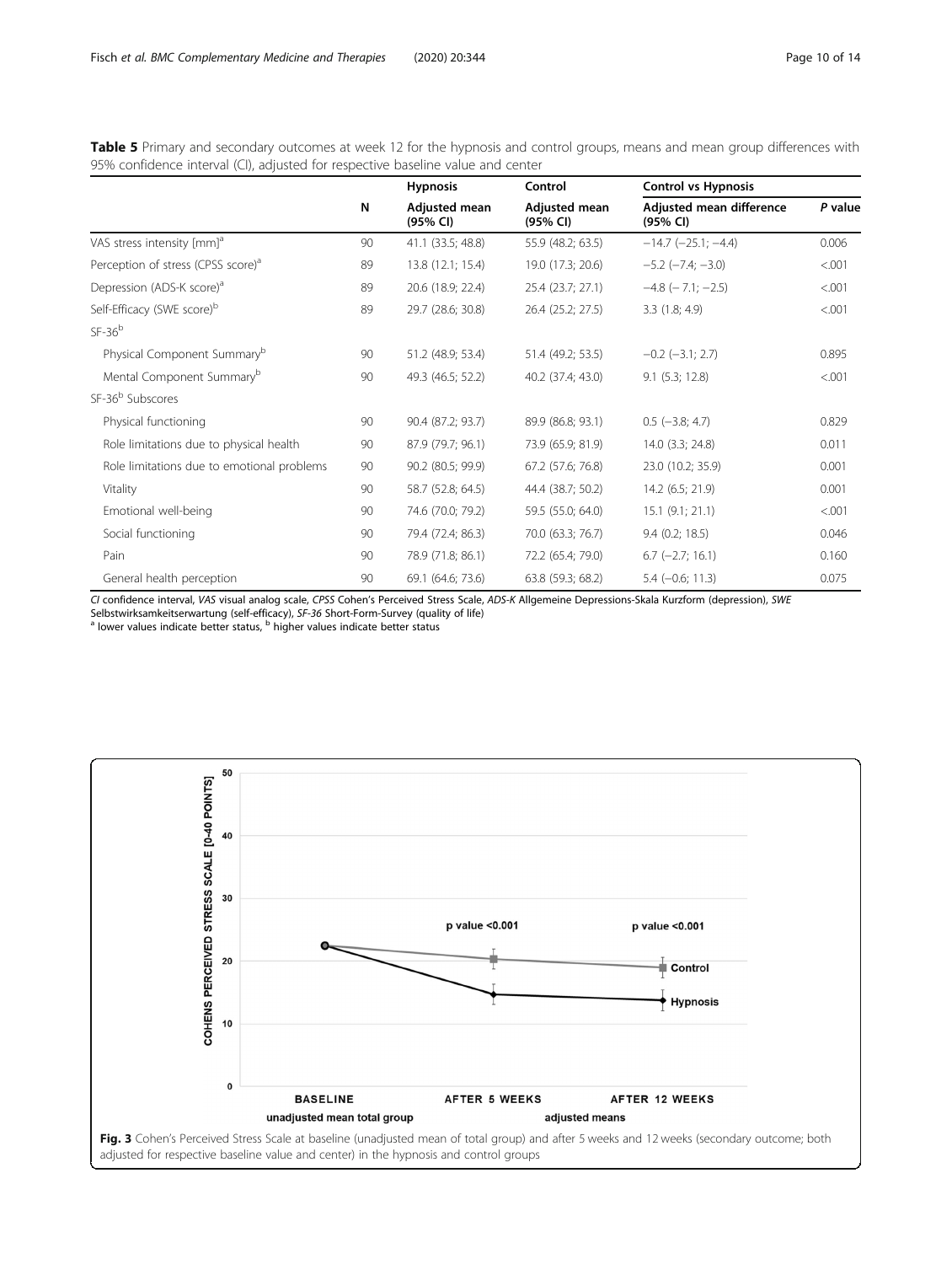**Table 5** Primary and secondary outcomes at week 12 for the hypnosis and control groups, means and mean group differences with 95% confidence interval (CI), adjusted for respective baseline value and center

| | | Hypnosis | Control | Control vs Hypnosis | |
|---|---|---|---|---|---|
| | N | Adjusted mean (95% CI) | Adjusted mean (95% CI) | Adjusted mean difference (95% CI) | *P* value |
| VAS stress intensity [mm][a] | 90 | 41.1 (33.5; 48.8) | 55.9 (48.2; 63.5) | −14.7 (−25.1; −4.4) | 0.006 |
| Perception of stress (CPSS score)[a] | 89 | 13.8 (12.1; 15.4) | 19.0 (17.3; 20.6) | −5.2 (−7.4; −3.0) | <.001 |
| Depression (ADS-K score)[a] | 89 | 20.6 (18.9; 22.4) | 25.4 (23.7; 27.1) | −4.8 (− 7.1; −2.5) | <.001 |
| Self-Efficacy (SWE score)[b] | 89 | 29.7 (28.6; 30.8) | 26.4 (25.2; 27.5) | 3.3 (1.8; 4.9) | <.001 |
| SF-36[b] | | | | | |
| Physical Component Summary[b] | 90 | 51.2 (48.9; 53.4) | 51.4 (49.2; 53.5) | −0.2 (−3.1; 2.7) | 0.895 |
| Mental Component Summary[b] | 90 | 49.3 (46.5; 52.2) | 40.2 (37.4; 43.0) | 9.1 (5.3; 12.8) | <.001 |
| SF-36[b] Subscores | | | | | |
| Physical functioning | 90 | 90.4 (87.2; 93.7) | 89.9 (86.8; 93.1) | 0.5 (−3.8; 4.7) | 0.829 |
| Role limitations due to physical health | 90 | 87.9 (79.7; 96.1) | 73.9 (65.9; 81.9) | 14.0 (3.3; 24.8) | 0.011 |
| Role limitations due to emotional problems | 90 | 90.2 (80.5; 99.9) | 67.2 (57.6; 76.8) | 23.0 (10.2; 35.9) | 0.001 |
| Vitality | 90 | 58.7 (52.8; 64.5) | 44.4 (38.7; 50.2) | 14.2 (6.5; 21.9) | 0.001 |
| Emotional well-being | 90 | 74.6 (70.0; 79.2) | 59.5 (55.0; 64.0) | 15.1 (9.1; 21.1) | <.001 |
| Social functioning | 90 | 79.4 (72.4; 86.3) | 70.0 (63.3; 76.7) | 9.4 (0.2; 18.5) | 0.046 |
| Pain | 90 | 78.9 (71.8; 86.1) | 72.2 (65.4; 79.0) | 6.7 (−2.7; 16.1) | 0.160 |
| General health perception | 90 | 69.1 (64.6; 73.6) | 63.8 (59.3; 68.2) | 5.4 (−0.6; 11.3) | 0.075 |

*CI* confidence interval, *VAS* visual analog scale, *CPSS* Cohen's Perceived Stress Scale, *ADS-K* Allgemeine Depressions-Skala Kurzform (depression), *SWE* Selbstwirksamkeitserwartung (self-efficacy), *SF-36* Short-Form-Survey (quality of life)
[a] lower values indicate better status, [b] higher values indicate better status

**Fig. 3** Cohen's Perceived Stress Scale at baseline (unadjusted mean of total group) and after 5 weeks and 12 weeks (secondary outcome; both adjusted for respective baseline value and center) in the hypnosis and control groups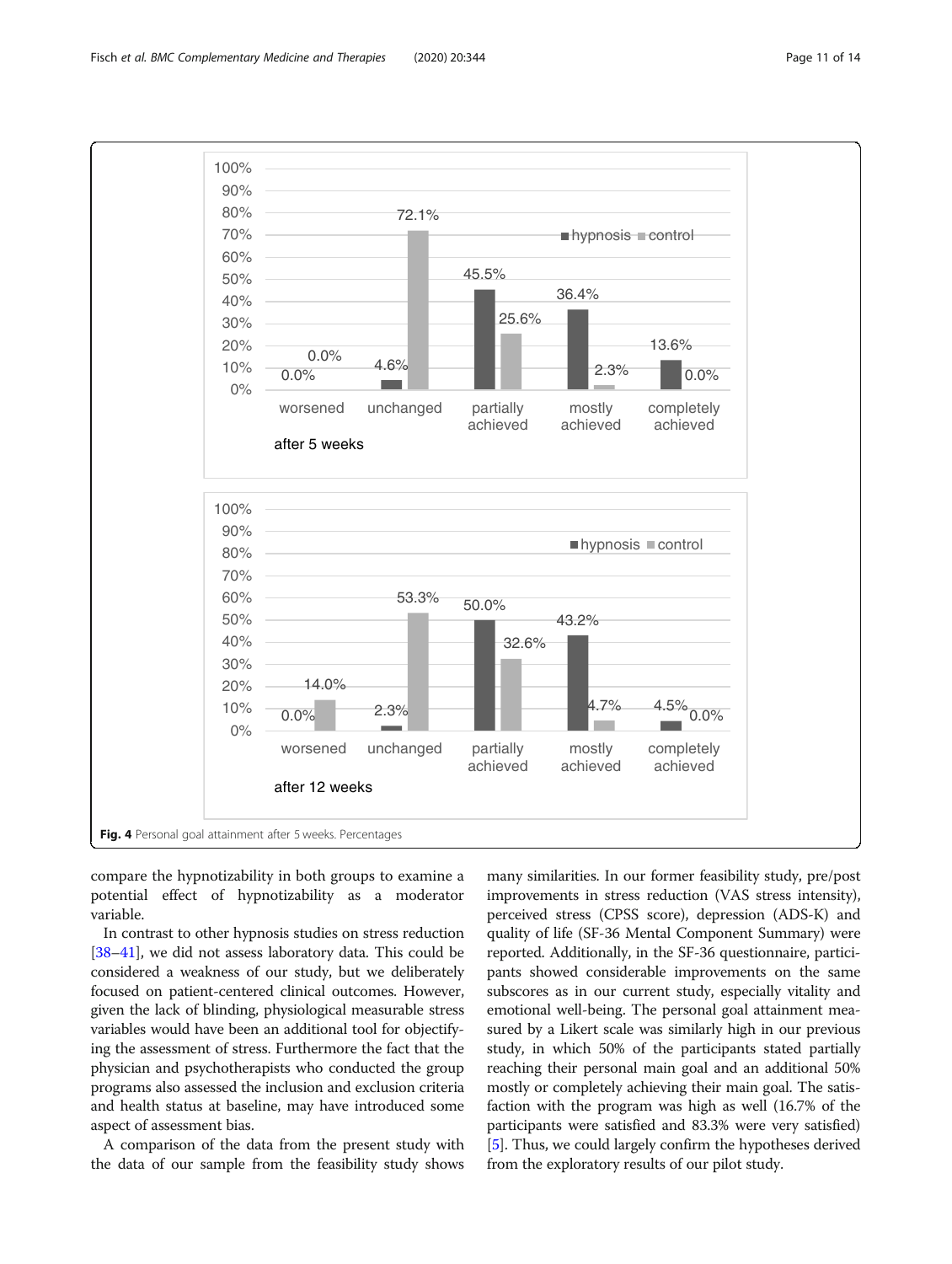Fig. 4 Personal goal attainment after 5 weeks. Percentages

compare the hypnotizability in both groups to examine a potential effect of hypnotizability as a moderator variable.

In contrast to other hypnosis studies on stress reduction [38–41], we did not assess laboratory data. This could be considered a weakness of our study, but we deliberately focused on patient-centered clinical outcomes. However, given the lack of blinding, physiological measurable stress variables would have been an additional tool for objectifying the assessment of stress. Furthermore the fact that the physician and psychotherapists who conducted the group programs also assessed the inclusion and exclusion criteria and health status at baseline, may have introduced some aspect of assessment bias.

A comparison of the data from the present study with the data of our sample from the feasibility study shows many similarities. In our former feasibility study, pre/post improvements in stress reduction (VAS stress intensity), perceived stress (CPSS score), depression (ADS-K) and quality of life (SF-36 Mental Component Summary) were reported. Additionally, in the SF-36 questionnaire, participants showed considerable improvements on the same subscores as in our current study, especially vitality and emotional well-being. The personal goal attainment measured by a Likert scale was similarly high in our previous study, in which 50% of the participants stated partially reaching their personal main goal and an additional 50% mostly or completely achieving their main goal. The satisfaction with the program was high as well (16.7% of the participants were satisfied and 83.3% were very satisfied) [5]. Thus, we could largely confirm the hypotheses derived from the exploratory results of our pilot study.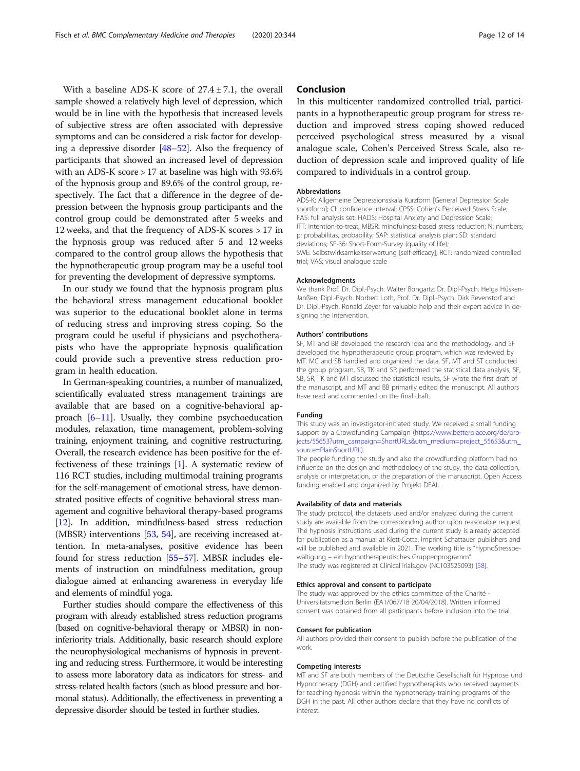With a baseline ADS-K score of 27.4 ± 7.1, the overall sample showed a relatively high level of depression, which would be in line with the hypothesis that increased levels of subjective stress are often associated with depressive symptoms and can be considered a risk factor for developing a depressive disorder [48–52]. Also the frequency of participants that showed an increased level of depression with an ADS-K score > 17 at baseline was high with 93.6% of the hypnosis group and 89.6% of the control group, respectively. The fact that a difference in the degree of depression between the hypnosis group participants and the control group could be demonstrated after 5 weeks and 12 weeks, and that the frequency of ADS-K scores > 17 in the hypnosis group was reduced after 5 and 12 weeks compared to the control group allows the hypothesis that the hypnotherapeutic group program may be a useful tool for preventing the development of depressive symptoms.

In our study we found that the hypnosis program plus the behavioral stress management educational booklet was superior to the educational booklet alone in terms of reducing stress and improving stress coping. So the program could be useful if physicians and psychotherapists who have the appropriate hypnosis qualification could provide such a preventive stress reduction program in health education.

In German-speaking countries, a number of manualized, scientifically evaluated stress management trainings are available that are based on a cognitive-behavioral approach [6–11]. Usually, they combine psychoeducation modules, relaxation, time management, problem-solving training, enjoyment training, and cognitive restructuring. Overall, the research evidence has been positive for the effectiveness of these trainings [1]. A systematic review of 116 RCT studies, including multimodal training programs for the self-management of emotional stress, have demonstrated positive effects of cognitive behavioral stress management and cognitive behavioral therapy-based programs [12]. In addition, mindfulness-based stress reduction (MBSR) interventions [53, 54], are receiving increased attention. In meta-analyses, positive evidence has been found for stress reduction [55–57]. MBSR includes elements of instruction on mindfulness meditation, group dialogue aimed at enhancing awareness in everyday life and elements of mindful yoga.

Further studies should compare the effectiveness of this program with already established stress reduction programs (based on cognitive-behavioral therapy or MBSR) in non-inferiority trials. Additionally, basic research should explore the neurophysiological mechanisms of hypnosis in preventing and reducing stress. Furthermore, it would be interesting to assess more laboratory data as indicators for stress- and stress-related health factors (such as blood pressure and hormonal status). Additionally, the effectiveness in preventing a depressive disorder should be tested in further studies.

## Conclusion

In this multicenter randomized controlled trial, participants in a hypnotherapeutic group program for stress reduction and improved stress coping showed reduced perceived psychological stress measured by a visual analogue scale, Cohen's Perceived Stress Scale, also reduction of depression scale and improved quality of life compared to individuals in a control group.

#### Abbreviations

ADS-K: Allgemeine Depressionsskala Kurzform [General Depression Scale shortform]; CI: confidence interval; CPSS: Cohen's Perceived Stress Scale; FAS: full analysis set; HADS: Hospital Anxiety and Depression Scale; ITT: intention-to-treat; MBSR: mindfulness-based stress reduction; N: numbers; p: probabilitas, probability; SAP: statistical analysis plan; SD: standard deviations; SF-36: Short-Form-Survey (quality of life); SWE: Selbstwirksamkeitserwartung [self-efficacy]; RCT: randomized controlled trial; VAS: visual analogue scale

#### Acknowledgments

We thank Prof. Dr. Dipl.-Psych. Walter Bongartz, Dr. Dipl.-Psych. Helga Hüsken-Janßen, Dipl.-Psych. Norbert Loth, Prof. Dr. Dipl.-Psych. Dirk Revenstorf and Dr. Dipl.-Psych. Ronald Zeyer for valuable help and their expert advice in designing the intervention.

#### Authors' contributions

SF, MT and BB developed the research idea and the methodology, and SF developed the hypnotherapeutic group program, which was reviewed by MT. MC and SB handled and organized the data, SF, MT and ST conducted the group program, SB, TK and SR performed the statistical data analysis, SF, SB, SR, TK and MT discussed the statistical results, SF wrote the first draft of the manuscript, and MT and BB primarily edited the manuscript. All authors have read and commented on the final draft.

#### Funding

This study was an investigator-initiated study. We received a small funding support by a Crowdfunding Campaign (https://www.betterplace.org/de/projects/55653?utm_campaign=ShortURLs&utm_medium=project_55653&utm_source=PlainShortURL).

The people funding the study and also the crowdfunding platform had no influence on the design and methodology of the study, the data collection, analysis or interpretation, or the preparation of the manuscript. Open Access funding enabled and organized by Projekt DEAL.

#### Availability of data and materials

The study protocol, the datasets used and/or analyzed during the current study are available from the corresponding author upon reasonable request. The hypnosis instructions used during the current study is already accepted for publication as a manual at Klett-Cotta, Imprint Schattauer publishers and will be published and available in 2021. The working title is "HypnoStressbewältigung – ein hypnotherapeutisches Gruppenprogramm".

The study was registered at ClinicalTrials.gov (NCT03525093) [58].

#### Ethics approval and consent to participate

The study was approved by the ethics committee of the Charité - Universitätsmedizin Berlin (EA1/067/18 20/04/2018). Written informed consent was obtained from all participants before inclusion into the trial.

#### Consent for publication

All authors provided their consent to publish before the publication of the work.

#### Competing interests

MT and SF are both members of the Deutsche Gesellschaft für Hypnose und Hypnotherapy (DGH) and certified hypnotherapists who received payments for teaching hypnosis within the hypnotherapy training programs of the DGH in the past. All other authors declare that they have no conflicts of interest.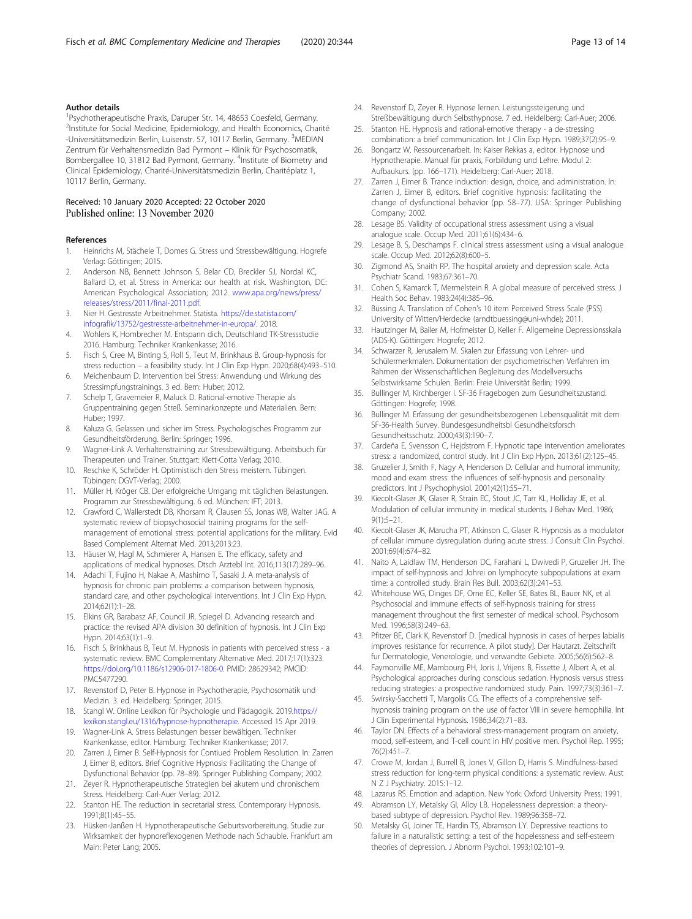### Author details

[1]Psychotherapeutische Praxis, Daruper Str. 14, 48653 Coesfeld, Germany. [2]Institute for Social Medicine, Epidemiology, and Health Economics, Charité -Universitätsmedizin Berlin, Luisenstr. 57, 10117 Berlin, Germany. [3]MEDIAN Zentrum für Verhaltensmedizin Bad Pyrmont – Klinik für Psychosomatik, Bombergallee 10, 31812 Bad Pyrmont, Germany. [4]Institute of Biometry and Clinical Epidemiology, Charité-Universitätsmedizin Berlin, Charitéplatz 1, 10117 Berlin, Germany.

Received: 10 January 2020 Accepted: 22 October 2020
Published online: 13 November 2020

### References

1. Heinrichs M, Stächele T, Domes G. Stress und Stressbewältigung. Hogrefe Verlag: Göttingen; 2015.
2. Anderson NB, Bennett Johnson S, Belar CD, Breckler SJ, Nordal KC, Ballard D, et al. Stress in America: our health at risk. Washington, DC: American Psychological Association; 2012. www.apa.org/news/press/releases/stress/2011/final-2011.pdf.
3. Nier H. Gestresste Arbeitnehmer. Statista. https://de.statista.com/infografik/13752/gestresste-arbeitnehmer-in-europa/. 2018.
4. Wohlers K, Hombrecher M. Entspann dich, Deutschland TK-Stressstudie 2016. Hamburg: Techniker Krankenkasse; 2016.
5. Fisch S, Cree M, Binting S, Roll S, Teut M, Brinkhaus B. Group-hypnosis for stress reduction – a feasibility study. Int J Clin Exp Hypn. 2020;68(4):493–510.
6. Meichenbaum D. Intervention bei Stress: Anwendung und Wirkung des Stressimpfungstrainings. 3 ed. Bern: Huber; 2012.
7. Schelp T, Gravemeier R, Maluck D. Rational-emotive Therapie als Gruppentraining gegen Streß. Seminarkonzepte und Materialien. Bern: Huber; 1997.
8. Kaluza G. Gelassen und sicher im Stress. Psychologisches Programm zur Gesundheitsförderung. Berlin: Springer; 1996.
9. Wagner-Link A. Verhaltenstraining zur Stressbewältigung. Arbeitsbuch für Therapeuten und Trainer. Stuttgart: Klett-Cotta Verlag; 2010.
10. Reschke K, Schröder H. Optimistisch den Stress meistern. Tübingen. Tübingen: DGVT-Verlag; 2000.
11. Müller H, Kröger CB. Der erfolgreiche Umgang mit täglichen Belastungen. Programm zur Stressbewältigung. 6 ed. München: IFT; 2013.
12. Crawford C, Wallerstedt DB, Khorsam R, Clausen SS, Jonas WB, Walter JAG. A systematic review of biopsychosocial training programs for the self-management of emotional stress: potential applications for the military. Evid Based Complement Alternat Med. 2013;2013:23.
13. Häuser W, Hagl M, Schmierer A, Hansen E. The efficacy, safety and applications of medical hypnoses. Dtsch Arztebl Int. 2016;113(17):289–96.
14. Adachi T, Fujino H, Nakae A, Mashimo T, Sasaki J. A meta-analysis of hypnosis for chronic pain problems: a comparison between hypnosis, standard care, and other psychological interventions. Int J Clin Exp Hypn. 2014;62(1):1–28.
15. Elkins GR, Barabasz AF, Council JR, Spiegel D. Advancing research and practice: the revised APA division 30 definition of hypnosis. Int J Clin Exp Hypn. 2014;63(1):1–9.
16. Fisch S, Brinkhaus B, Teut M. Hypnosis in patients with perceived stress - a systematic review. BMC Complementary Alternative Med. 2017;17(1):323. https://doi.org/10.1186/s12906-017-1806-0. PMID: 28629342; PMCID: PMC5477290.
17. Revenstorf D, Peter B. Hypnose in Psychotherapie, Psychosomatik und Medizin. 3. ed. Heidelberg: Springer; 2015.
18. Stangl W. Online Lexikon für Psychologie und Pädagogik. 2019.https://lexikon.stangl.eu/1316/hypnose-hypnotherapie. Accessed 15 Apr 2019.
19. Wagner-Link A. Stress Belastungen besser bewältigen. Techniker Krankenkasse, editor. Hamburg: Techniker Krankenkasse; 2017.
20. Zarren J, Eimer B. Self-Hypnosis for Contiued Problem Resolution. In: Zarren J, Eimer B, editors. Brief Cognitive Hypnosis: Facilitating the Change of Dysfunctional Behavior (pp. 78–89). Springer Publishing Company; 2002.
21. Zeyer R. Hypnotherapeutische Strategien bei akutem und chronischem Stress. Heidelberg: Carl-Auer Verlag; 2012.
22. Stanton HE. The reduction in secretarial stress. Contemporary Hypnosis. 1991;8(1):45–55.
23. Hüsken-Janßen H. Hypnotherapeutische Geburtsvorbereitung. Studie zur Wirksamkeit der hypnoreflexogenen Methode nach Schauble. Frankfurt am Main: Peter Lang; 2005.
24. Revenstorf D, Zeyer R. Hypnose lernen. Leistungssteigerung und Streßbewältigung durch Selbsthypnose. 7 ed. Heidelberg: Carl-Auer; 2006.
25. Stanton HE. Hypnosis and rational-emotive therapy - a de-stressing combination: a brief communication. Int J Clin Exp Hypn. 1989;37(2):95–9.
26. Bongartz W. Ressourcenarbeit. In: Kaiser Rekkas a, editor. Hypnose und Hypnotherapie. Manual für praxis, Forbildung und Lehre. Modul 2: Aufbaukurs. (pp. 166–171). Heidelberg: Carl-Auer; 2018.
27. Zarren J, Eimer B. Trance induction: design, choice, and administration. In: Zarren J, Eimer B, editors. Brief cognitive hypnosis: facilitating the change of dysfunctional behavior (pp. 58–77). USA: Springer Publishing Company; 2002.
28. Lesage BS. Validity of occupational stress assessment using a visual analogue scale. Occup Med. 2011;61(6):434–6.
29. Lesage B. S, Deschamps F. clinical stress assessment using a visual analogue scale. Occup Med. 2012;62(8):600–5.
30. Zigmond AS, Snaith RP. The hospital anxiety and depression scale. Acta Psychiatr Scand. 1983;67:361–70.
31. Cohen S, Kamarck T, Mermelstein R. A global measure of perceived stress. J Health Soc Behav. 1983;24(4):385–96.
32. Büssing A. Translation of Cohen's 10 item Perceived Stress Scale (PSS). University of Witten/Herdecke (arndtbuessing@uni-whde); 2011.
33. Hautzinger M, Bailer M, Hofmeister D, Keller F. Allgemeine Depressionsskala (ADS-K). Göttingen: Hogrefe; 2012.
34. Schwarzer R, Jerusalem M. Skalen zur Erfassung von Lehrer- und Schülermerkmalen. Dokumentation der psychometrischen Verfahren im Rahmen der Wissenschaftlichen Begleitung des Modellversuchs Selbstwirksame Schulen. Berlin: Freie Universität Berlin; 1999.
35. Bullinger M, Kirchberger I. SF-36 Fragebogen zum Gesundheitszustand. Göttingen: Hogrefe; 1998.
36. Bullinger M. Erfassung der gesundheitsbezogenen Lebensqualität mit dem SF-36-Health Survey. Bundesgesundheitsbl Gesundheitsforsch Gesundheitsschutz. 2000;43(3):190–7.
37. Cardeña E, Svensson C, Hejdstrom F. Hypnotic tape intervention ameliorates stress: a randomized, control study. Int J Clin Exp Hypn. 2013;61(2):125–45.
38. Gruzelier J, Smith F, Nagy A, Henderson D. Cellular and humoral immunity, mood and exam stress: the influences of self-hypnosis and personality predictors. Int J Psychophysiol. 2001;42(1):55–71.
39. Kiecolt-Glaser JK, Glaser R, Strain EC, Stout JC, Tarr KL, Holliday JE, et al. Modulation of cellular immunity in medical students. J Behav Med. 1986; 9(1):5–21.
40. Kiecolt-Glaser JK, Marucha PT, Atkinson C, Glaser R. Hypnosis as a modulator of cellular immune dysregulation during acute stress. J Consult Clin Psychol. 2001;69(4):674–82.
41. Naito A, Laidlaw TM, Henderson DC, Farahani L, Dwivedi P, Gruzelier JH. The impact of self-hypnosis and Johrei on lymphocyte subpopulations at exam time: a controlled study. Brain Res Bull. 2003;62(3):241–53.
42. Whitehouse WG, Dinges DF, Orne EC, Keller SE, Bates BL, Bauer NK, et al. Psychosocial and immune effects of self-hypnosis training for stress management throughout the first semester of medical school. Psychosom Med. 1996;58(3):249–63.
43. Pfitzer BE, Clark K, Revenstorf D. [medical hypnosis in cases of herpes labialis improves resistance for recurrence. A pilot study]. Der Hautarzt. Zeitschrift fur Dermatologie, Venerologie, und verwandte Gebiete. 2005;56(6):562–8.
44. Faymonville ME, Mambourg PH, Joris J, Vrijens B, Fissette J, Albert A, et al. Psychological approaches during conscious sedation. Hypnosis versus stress reducing strategies: a prospective randomized study. Pain. 1997;73(3):361–7.
45. Swirsky-Sacchetti T, Margolis CG. The effects of a comprehensive self-hypnosis training program on the use of factor VIII in severe hemophilia. Int J Clin Experimental Hypnosis. 1986;34(2):71–83.
46. Taylor DN. Effects of a behavioral stress-management program on anxiety, mood, self-esteem, and T-cell count in HIV positive men. Psychol Rep. 1995; 76(2):451–7.
47. Crowe M, Jordan J, Burrell B, Jones V, Gillon D, Harris S. Mindfulness-based stress reduction for long-term physical conditions: a systematic review. Aust N Z J Psychiatry. 2015:1–12.
48. Lazarus RS. Emotion and adaption. New York: Oxford University Press; 1991.
49. Abramson LY, Metalsky GI, Alloy LB. Hopelessness depression: a theory-based subtype of depression. Psychol Rev. 1989;96:358–72.
50. Metalsky GI, Joiner TE, Hardin TS, Abramson LY. Depressive reactions to failure in a naturalistic setting: a test of the hopelessness and self-esteem theories of depression. J Abnorm Psychol. 1993;102:101–9.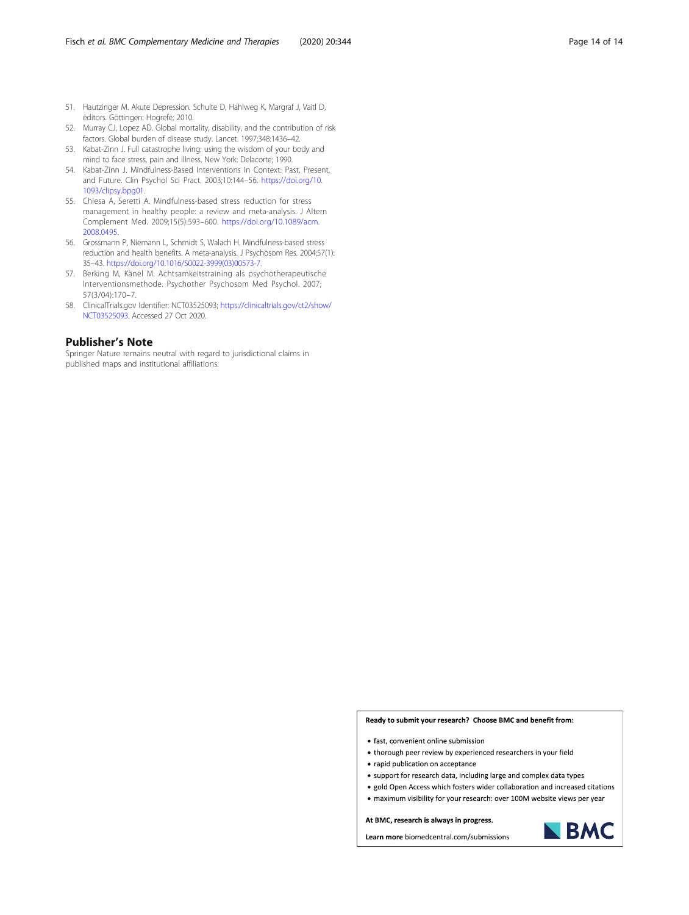51. Hautzinger M. Akute Depression. Schulte D, Hahlweg K, Margraf J, Vaitl D, editors. Göttingen: Hogrefe; 2010.
52. Murray CJ, Lopez AD. Global mortality, disability, and the contribution of risk factors. Global burden of disease study. Lancet. 1997;348:1436–42.
53. Kabat-Zinn J. Full catastrophe living: using the wisdom of your body and mind to face stress, pain and illness. New York: Delacorte; 1990.
54. Kabat-Zinn J. Mindfulness-Based Interventions in Context: Past, Present, and Future. Clin Psychol Sci Pract. 2003;10:144–56. https://doi.org/10.1093/clipsy.bpg01.
55. Chiesa A, Seretti A. Mindfulness-based stress reduction for stress management in healthy people: a review and meta-analysis. J Altern Complement Med. 2009;15(5):593–600. https://doi.org/10.1089/acm.2008.0495.
56. Grossmann P, Niemann L, Schmidt S, Walach H. Mindfulness-based stress reduction and health benefits. A meta-analysis. J Psychosom Res. 2004;57(1):35–43. https://doi.org/10.1016/S0022-3999(03)00573-7.
57. Berking M, Känel M. Achtsamkeitstraining als psychotherapeutische Interventionsmethode. Psychother Psychosom Med Psychol. 2007;57(3/04):170–7.
58. ClinicalTrials.gov Identifier: NCT03525093; https://clinicaltrials.gov/ct2/show/NCT03525093. Accessed 27 Oct 2020.

## Publisher's Note

Springer Nature remains neutral with regard to jurisdictional claims in published maps and institutional affiliations.

**Ready to submit your research? Choose BMC and benefit from:**

- fast, convenient online submission
- thorough peer review by experienced researchers in your field
- rapid publication on acceptance
- support for research data, including large and complex data types
- gold Open Access which fosters wider collaboration and increased citations
- maximum visibility for your research: over 100M website views per year

**At BMC, research is always in progress.**

**Learn more** biomedcentral.com/submissions

BMC